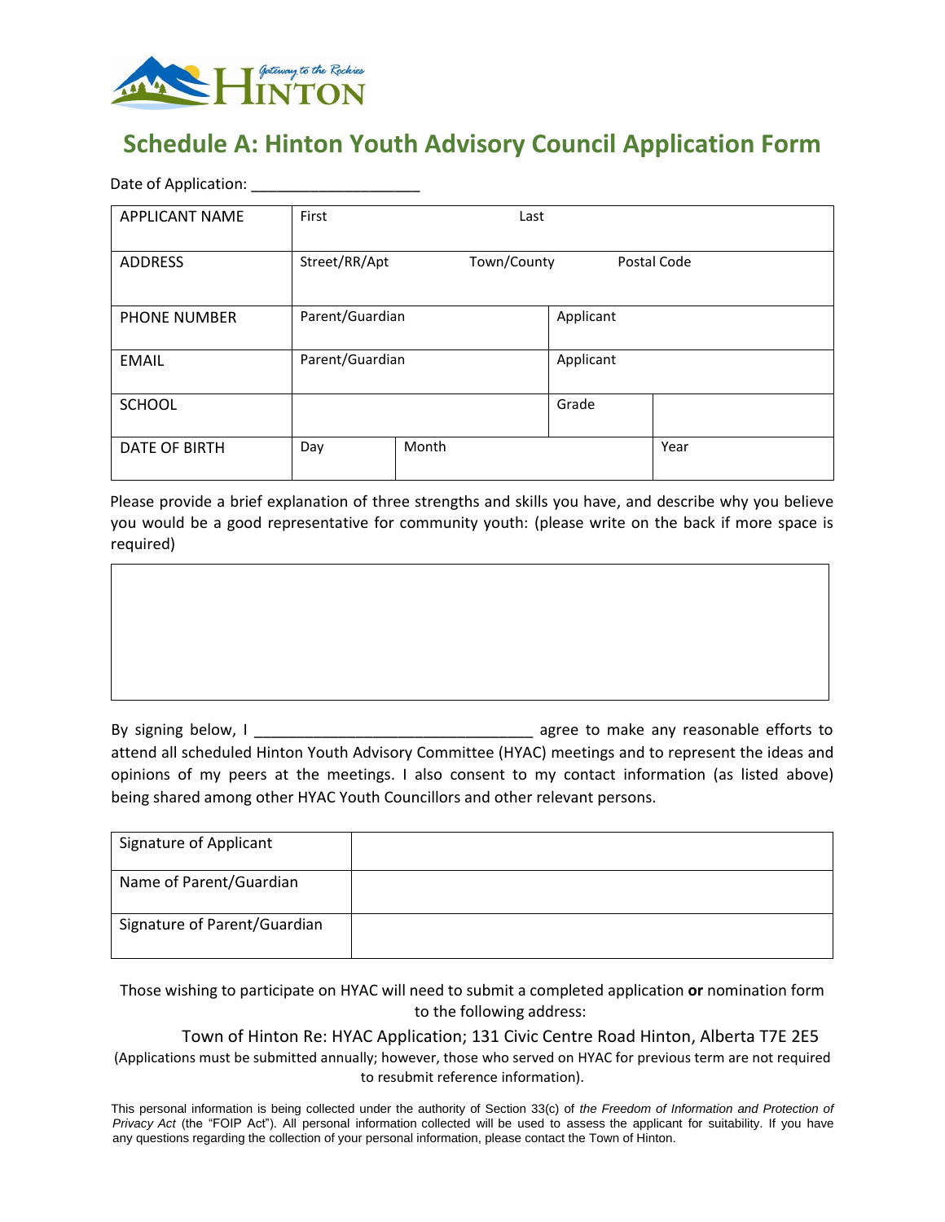# Schedule A: Hinton Youth Advisory Council Application Form

Date of Application: ____________________

| APPLICANT NAME | First | | Last | |
|---|---|---|---|---|
| ADDRESS | Street/RR/Apt | Town/County | Postal Code | |
| PHONE NUMBER | Parent/Guardian | | Applicant | |
| EMAIL | Parent/Guardian | | Applicant | |
| SCHOOL | | | Grade | |
| DATE OF BIRTH | Day | Month | | Year |

Please provide a brief explanation of three strengths and skills you have, and describe why you believe you would be a good representative for community youth: (please write on the back if more space is required)

| |
|---|
| |

By signing below, I ________________________________ agree to make any reasonable efforts to attend all scheduled Hinton Youth Advisory Committee (HYAC) meetings and to represent the ideas and opinions of my peers at the meetings. I also consent to my contact information (as listed above) being shared among other HYAC Youth Councillors and other relevant persons.

| Signature of Applicant | |
|---|---|
| Name of Parent/Guardian | |
| Signature of Parent/Guardian | |

Those wishing to participate on HYAC will need to submit a completed application **or** nomination form to the following address:

Town of Hinton Re: HYAC Application; 131 Civic Centre Road Hinton, Alberta T7E 2E5

(Applications must be submitted annually; however, those who served on HYAC for previous term are not required to resubmit reference information).

This personal information is being collected under the authority of Section 33(c) of *the Freedom of Information and Protection of Privacy Act* (the "FOIP Act"). All personal information collected will be used to assess the applicant for suitability. If you have any questions regarding the collection of your personal information, please contact the Town of Hinton.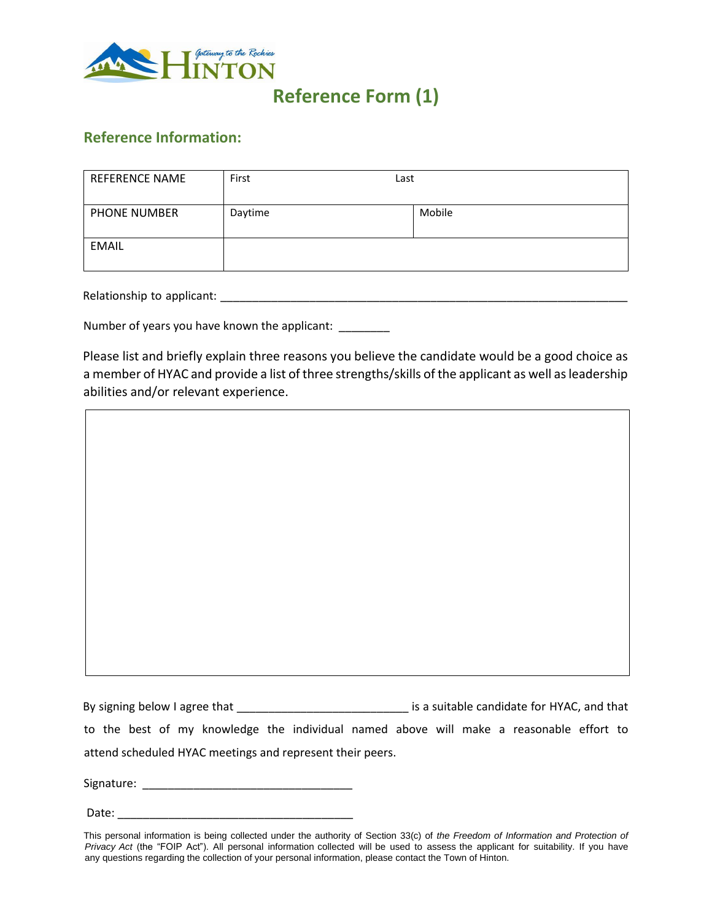# Reference Form (1)

## Reference Information:

| REFERENCE NAME | First | Last |
|---|---|---|
| PHONE NUMBER | Daytime | Mobile |
| EMAIL | | |

Relationship to applicant: ___________________________________________________________________

Number of years you have known the applicant: ________

Please list and briefly explain three reasons you believe the candidate would be a good choice as a member of HYAC and provide a list of three strengths/skills of the applicant as well as leadership abilities and/or relevant experience.

By signing below I agree that ___________________________ is a suitable candidate for HYAC, and that to the best of my knowledge the individual named above will make a reasonable effort to attend scheduled HYAC meetings and represent their peers.

Signature: _________________________________

Date: _____________________________________

This personal information is being collected under the authority of Section 33(c) of *the Freedom of Information and Protection of Privacy Act* (the "FOIP Act"). All personal information collected will be used to assess the applicant for suitability. If you have any questions regarding the collection of your personal information, please contact the Town of Hinton.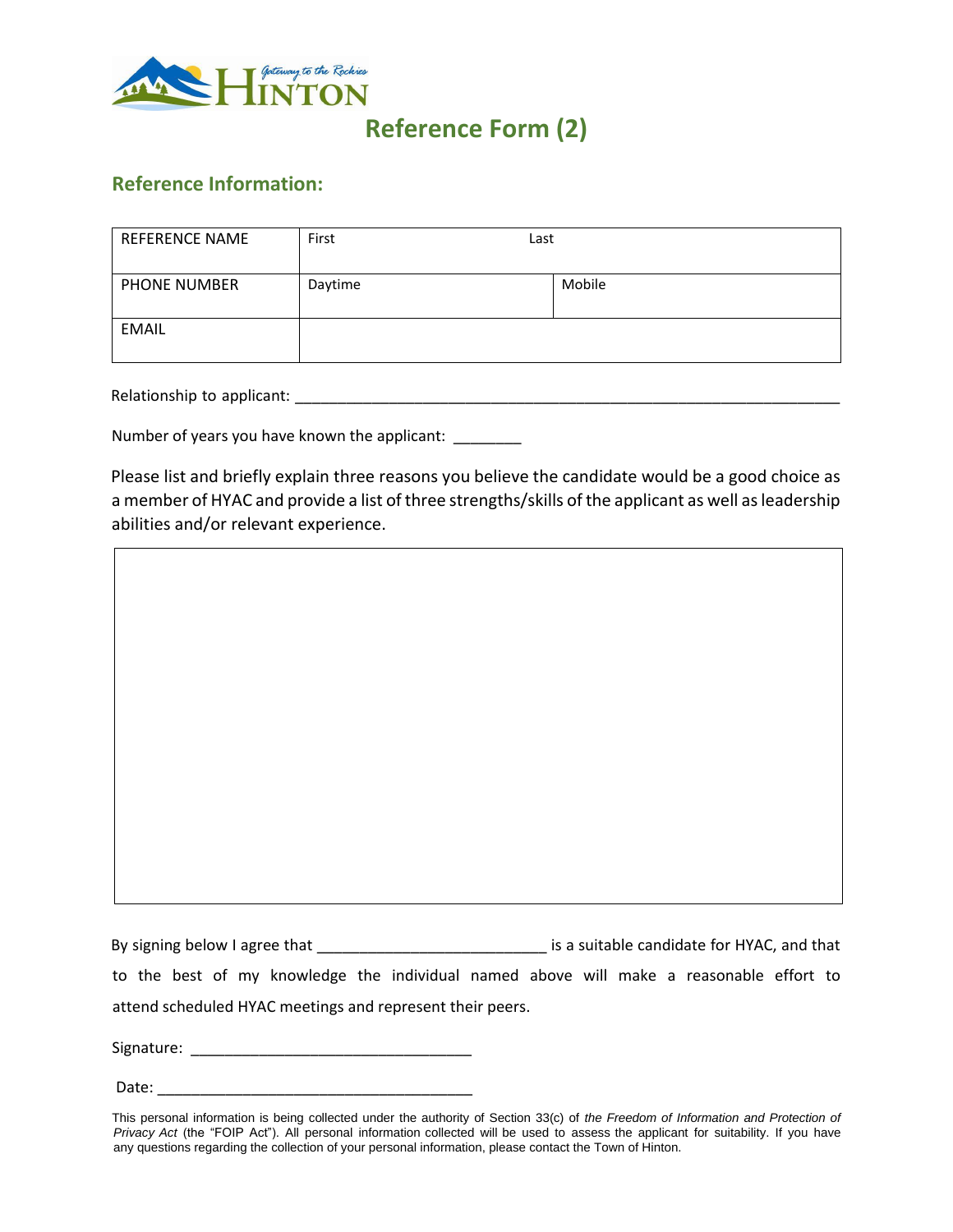# Reference Form (2)

## Reference Information:

| | | |
|---|---|---|
| REFERENCE NAME | First | Last |
| PHONE NUMBER | Daytime | Mobile |
| EMAIL | | |

Relationship to applicant: ___________________________________________________________________

Number of years you have known the applicant: ________

Please list and briefly explain three reasons you believe the candidate would be a good choice as a member of HYAC and provide a list of three strengths/skills of the applicant as well as leadership abilities and/or relevant experience.

| |
|---|
| |

By signing below I agree that ___________________________ is a suitable candidate for HYAC, and that to the best of my knowledge the individual named above will make a reasonable effort to attend scheduled HYAC meetings and represent their peers.

Signature: _________________________________

Date: _____________________________________

This personal information is being collected under the authority of Section 33(c) of *the Freedom of Information and Protection of Privacy Act* (the "FOIP Act"). All personal information collected will be used to assess the applicant for suitability. If you have any questions regarding the collection of your personal information, please contact the Town of Hinton.